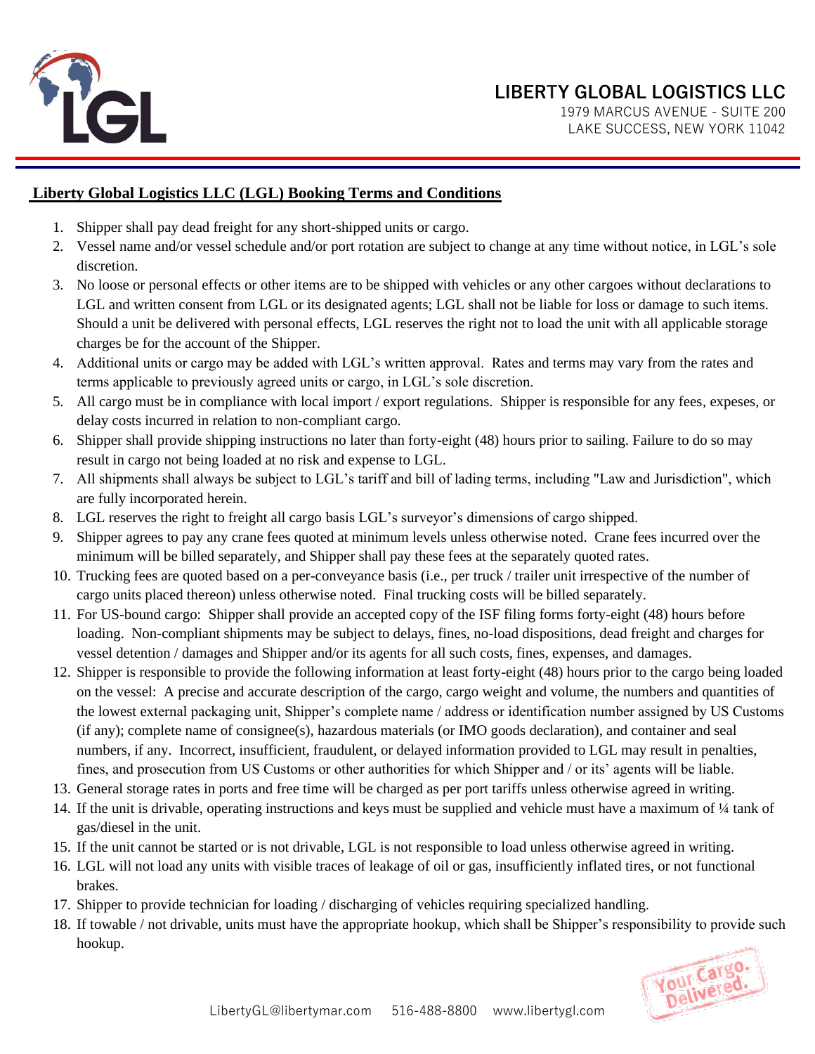# LIBERTY GLOBAL LOGISTICS LLC

1979 MARCUS AVENUE - SUITE 200
LAKE SUCCESS, NEW YORK 11042

## Liberty Global Logistics LLC (LGL) Booking Terms and Conditions

1. Shipper shall pay dead freight for any short-shipped units or cargo.
2. Vessel name and/or vessel schedule and/or port rotation are subject to change at any time without notice, in LGL's sole discretion.
3. No loose or personal effects or other items are to be shipped with vehicles or any other cargoes without declarations to LGL and written consent from LGL or its designated agents; LGL shall not be liable for loss or damage to such items. Should a unit be delivered with personal effects, LGL reserves the right not to load the unit with all applicable storage charges be for the account of the Shipper.
4. Additional units or cargo may be added with LGL's written approval. Rates and terms may vary from the rates and terms applicable to previously agreed units or cargo, in LGL's sole discretion.
5. All cargo must be in compliance with local import / export regulations. Shipper is responsible for any fees, expeses, or delay costs incurred in relation to non-compliant cargo.
6. Shipper shall provide shipping instructions no later than forty-eight (48) hours prior to sailing. Failure to do so may result in cargo not being loaded at no risk and expense to LGL.
7. All shipments shall always be subject to LGL's tariff and bill of lading terms, including "Law and Jurisdiction", which are fully incorporated herein.
8. LGL reserves the right to freight all cargo basis LGL's surveyor's dimensions of cargo shipped.
9. Shipper agrees to pay any crane fees quoted at minimum levels unless otherwise noted. Crane fees incurred over the minimum will be billed separately, and Shipper shall pay these fees at the separately quoted rates.
10. Trucking fees are quoted based on a per-conveyance basis (i.e., per truck / trailer unit irrespective of the number of cargo units placed thereon) unless otherwise noted. Final trucking costs will be billed separately.
11. For US-bound cargo: Shipper shall provide an accepted copy of the ISF filing forms forty-eight (48) hours before loading. Non-compliant shipments may be subject to delays, fines, no-load dispositions, dead freight and charges for vessel detention / damages and Shipper and/or its agents for all such costs, fines, expenses, and damages.
12. Shipper is responsible to provide the following information at least forty-eight (48) hours prior to the cargo being loaded on the vessel: A precise and accurate description of the cargo, cargo weight and volume, the numbers and quantities of the lowest external packaging unit, Shipper's complete name / address or identification number assigned by US Customs (if any); complete name of consignee(s), hazardous materials (or IMO goods declaration), and container and seal numbers, if any. Incorrect, insufficient, fraudulent, or delayed information provided to LGL may result in penalties, fines, and prosecution from US Customs or other authorities for which Shipper and / or its' agents will be liable.
13. General storage rates in ports and free time will be charged as per port tariffs unless otherwise agreed in writing.
14. If the unit is drivable, operating instructions and keys must be supplied and vehicle must have a maximum of ¼ tank of gas/diesel in the unit.
15. If the unit cannot be started or is not drivable, LGL is not responsible to load unless otherwise agreed in writing.
16. LGL will not load any units with visible traces of leakage of oil or gas, insufficiently inflated tires, or not functional brakes.
17. Shipper to provide technician for loading / discharging of vehicles requiring specialized handling.
18. If towable / not drivable, units must have the appropriate hookup, which shall be Shipper's responsibility to provide such hookup.

LibertyGL@libertymar.com 516-488-8800 www.libertygl.com

Your Cargo. Delivered.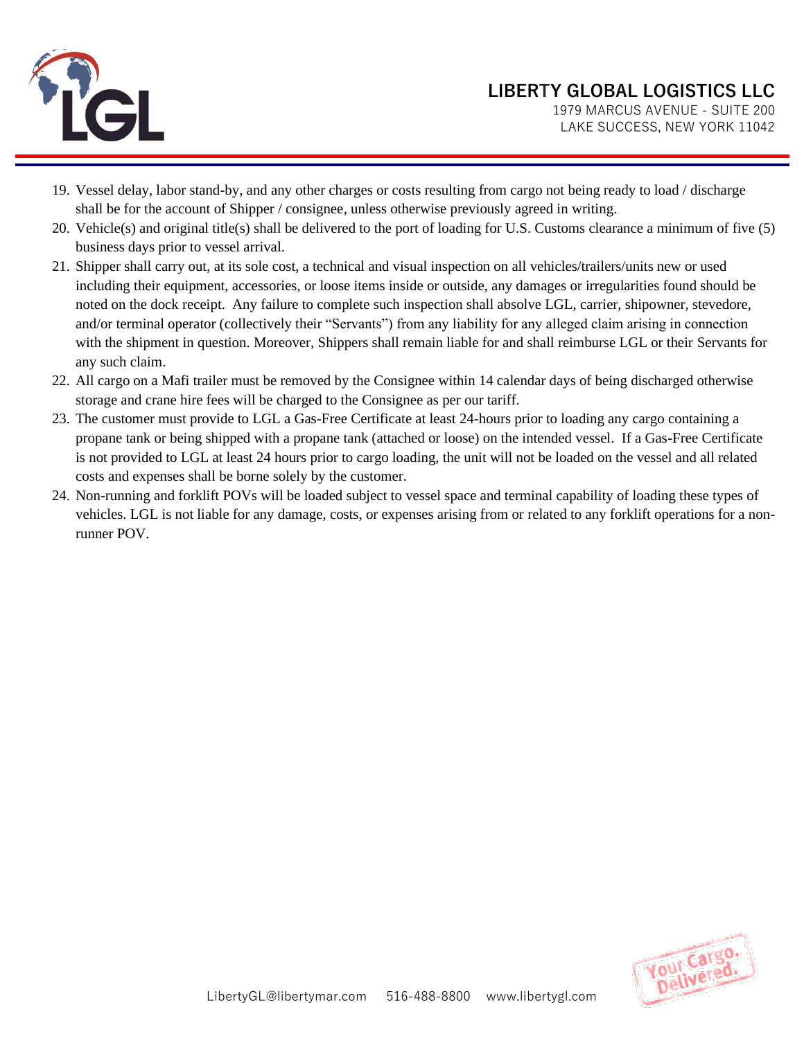19. Vessel delay, labor stand-by, and any other charges or costs resulting from cargo not being ready to load / discharge shall be for the account of Shipper / consignee, unless otherwise previously agreed in writing.
20. Vehicle(s) and original title(s) shall be delivered to the port of loading for U.S. Customs clearance a minimum of five (5) business days prior to vessel arrival.
21. Shipper shall carry out, at its sole cost, a technical and visual inspection on all vehicles/trailers/units new or used including their equipment, accessories, or loose items inside or outside, any damages or irregularities found should be noted on the dock receipt. Any failure to complete such inspection shall absolve LGL, carrier, shipowner, stevedore, and/or terminal operator (collectively their "Servants") from any liability for any alleged claim arising in connection with the shipment in question. Moreover, Shippers shall remain liable for and shall reimburse LGL or their Servants for any such claim.
22. All cargo on a Mafi trailer must be removed by the Consignee within 14 calendar days of being discharged otherwise storage and crane hire fees will be charged to the Consignee as per our tariff.
23. The customer must provide to LGL a Gas-Free Certificate at least 24-hours prior to loading any cargo containing a propane tank or being shipped with a propane tank (attached or loose) on the intended vessel. If a Gas-Free Certificate is not provided to LGL at least 24 hours prior to cargo loading, the unit will not be loaded on the vessel and all related costs and expenses shall be borne solely by the customer.
24. Non-running and forklift POVs will be loaded subject to vessel space and terminal capability of loading these types of vehicles. LGL is not liable for any damage, costs, or expenses arising from or related to any forklift operations for a non-runner POV.